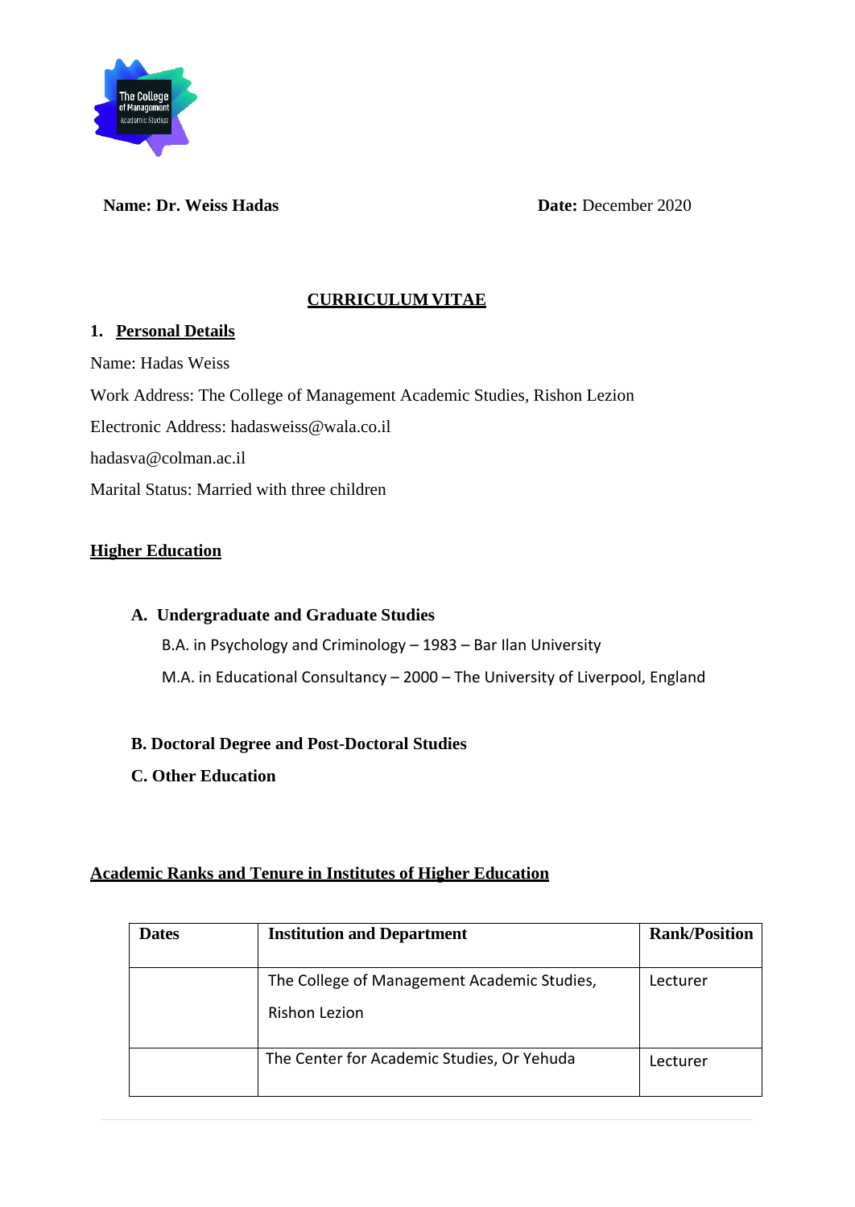**Name: Dr. Weiss Hadas** **Date:** December 2020

# CURRICULUM VITAE

## 1. Personal Details

Name: Hadas Weiss

Work Address: The College of Management Academic Studies, Rishon Lezion

Electronic Address: hadasweiss@wala.co.il

hadasva@colman.ac.il

Marital Status: Married with three children

## Higher Education

### A. Undergraduate and Graduate Studies

B.A. in Psychology and Criminology – 1983 – Bar Ilan University

M.A. in Educational Consultancy – 2000 – The University of Liverpool, England

### B. Doctoral Degree and Post-Doctoral Studies

### C. Other Education

## Academic Ranks and Tenure in Institutes of Higher Education

| Dates | Institution and Department | Rank/Position |
|---|---|---|
| | The College of Management Academic Studies, Rishon Lezion | Lecturer |
| | The Center for Academic Studies, Or Yehuda | Lecturer |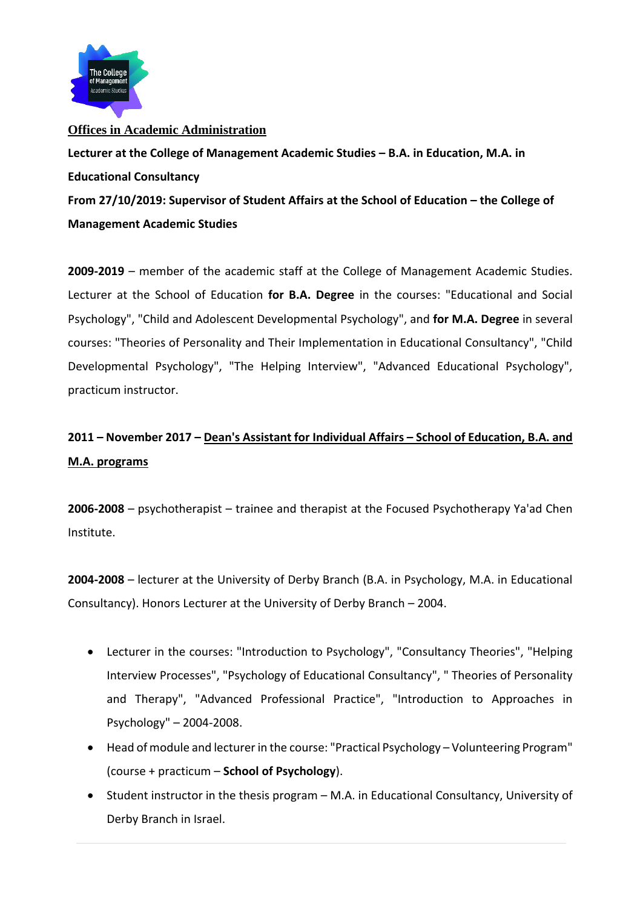**Offices in Academic Administration**

**Lecturer at the College of Management Academic Studies – B.A. in Education, M.A. in Educational Consultancy**

**From 27/10/2019: Supervisor of Student Affairs at the School of Education – the College of Management Academic Studies**

**2009-2019** – member of the academic staff at the College of Management Academic Studies. Lecturer at the School of Education **for B.A. Degree** in the courses: "Educational and Social Psychology", "Child and Adolescent Developmental Psychology", and **for M.A. Degree** in several courses: "Theories of Personality and Their Implementation in Educational Consultancy", "Child Developmental Psychology", "The Helping Interview", "Advanced Educational Psychology", practicum instructor.

**2011 – November 2017 – Dean's Assistant for Individual Affairs – School of Education, B.A. and M.A. programs**

**2006-2008** – psychotherapist – trainee and therapist at the Focused Psychotherapy Ya'ad Chen Institute.

**2004-2008** – lecturer at the University of Derby Branch (B.A. in Psychology, M.A. in Educational Consultancy). Honors Lecturer at the University of Derby Branch – 2004.

- Lecturer in the courses: "Introduction to Psychology", "Consultancy Theories", "Helping Interview Processes", "Psychology of Educational Consultancy", " Theories of Personality and Therapy", "Advanced Professional Practice", "Introduction to Approaches in Psychology" – 2004-2008.
- Head of module and lecturer in the course: "Practical Psychology – Volunteering Program" (course + practicum – **School of Psychology**).
- Student instructor in the thesis program – M.A. in Educational Consultancy, University of Derby Branch in Israel.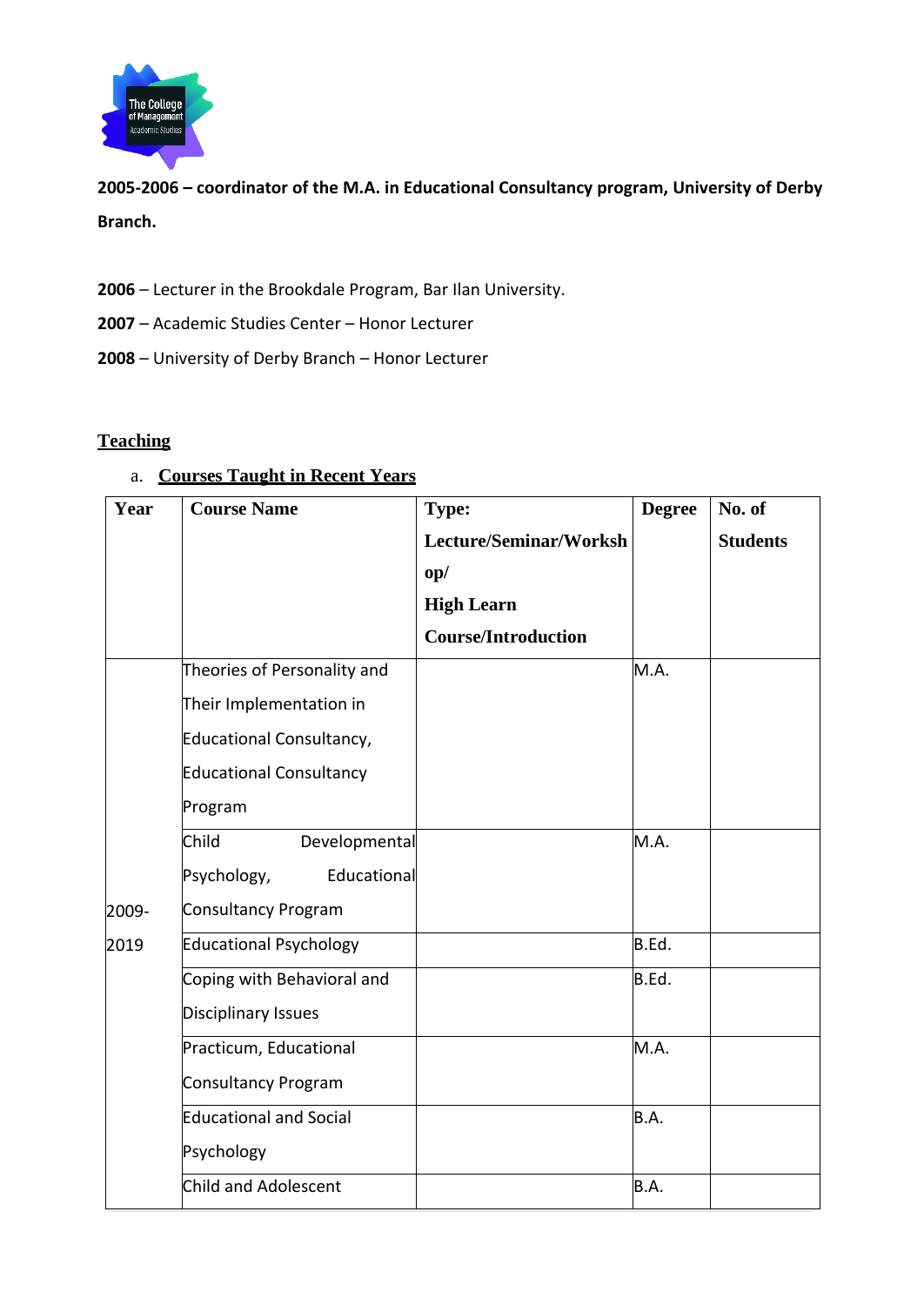**2005-2006 – coordinator of the M.A. in Educational Consultancy program, University of Derby Branch.**

**2006** – Lecturer in the Brookdale Program, Bar Ilan University.

**2007** – Academic Studies Center – Honor Lecturer

**2008** – University of Derby Branch – Honor Lecturer

## Teaching

a. **Courses Taught in Recent Years**

| Year | Course Name | Type: Lecture/Seminar/Workshop/ High Learn Course/Introduction | Degree | No. of Students |
|---|---|---|---|---|
| 2009-2019 | Theories of Personality and Their Implementation in Educational Consultancy, Educational Consultancy Program | | M.A. | |
| | Child Developmental Psychology, Educational Consultancy Program | | M.A. | |
| | Educational Psychology | | B.Ed. | |
| | Coping with Behavioral and Disciplinary Issues | | B.Ed. | |
| | Practicum, Educational Consultancy Program | | M.A. | |
| | Educational and Social Psychology | | B.A. | |
| | Child and Adolescent | | B.A. | |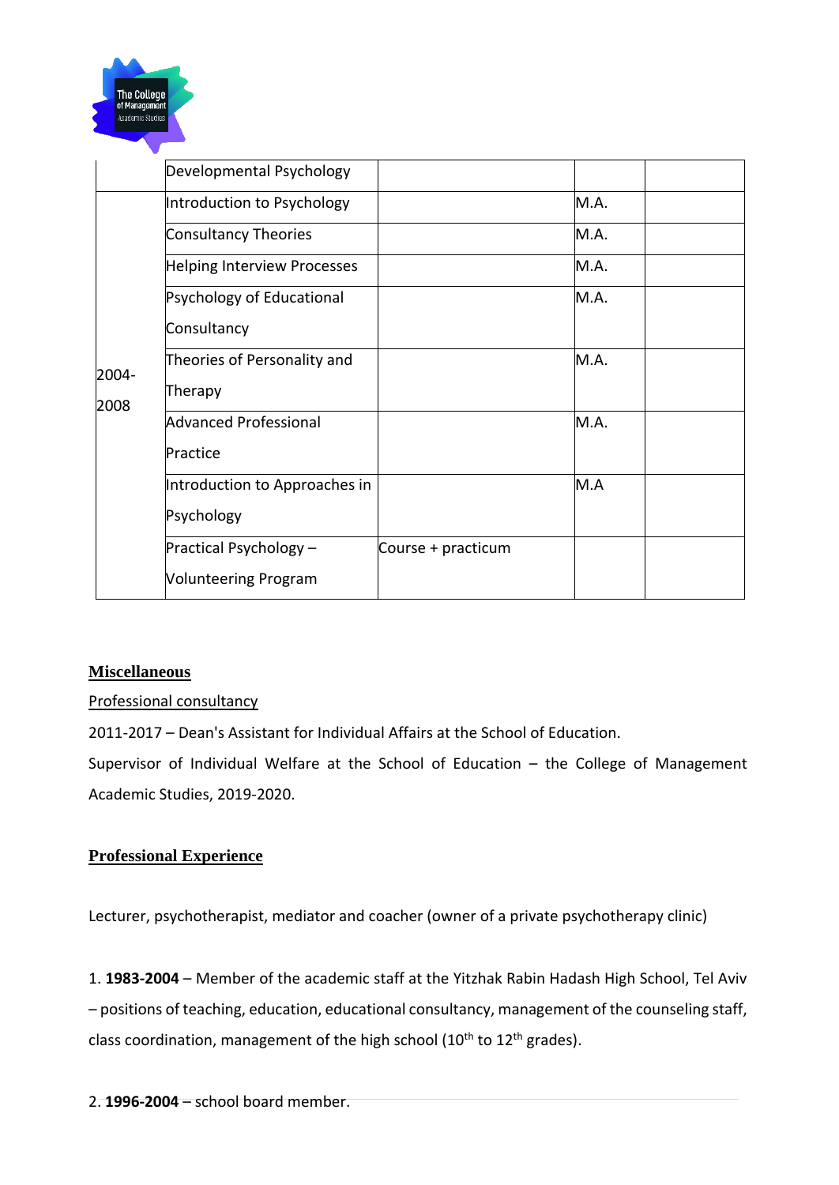| | | | | |
|---|---|---|---|---|
| | Developmental Psychology | | | |
| 2004-2008 | Introduction to Psychology | | M.A. | |
| | Consultancy Theories | | M.A. | |
| | Helping Interview Processes | | M.A. | |
| | Psychology of Educational Consultancy | | M.A. | |
| | Theories of Personality and Therapy | | M.A. | |
| | Advanced Professional Practice | | M.A. | |
| | Introduction to Approaches in Psychology | | M.A | |
| | Practical Psychology – Volunteering Program | Course + practicum | | |

## Miscellaneous

Professional consultancy

2011-2017 – Dean's Assistant for Individual Affairs at the School of Education.

Supervisor of Individual Welfare at the School of Education – the College of Management Academic Studies, 2019-2020.

## Professional Experience

Lecturer, psychotherapist, mediator and coacher (owner of a private psychotherapy clinic)

1. **1983-2004** – Member of the academic staff at the Yitzhak Rabin Hadash High School, Tel Aviv – positions of teaching, education, educational consultancy, management of the counseling staff, class coordination, management of the high school (10th to 12th grades).

2. **1996-2004** – school board member.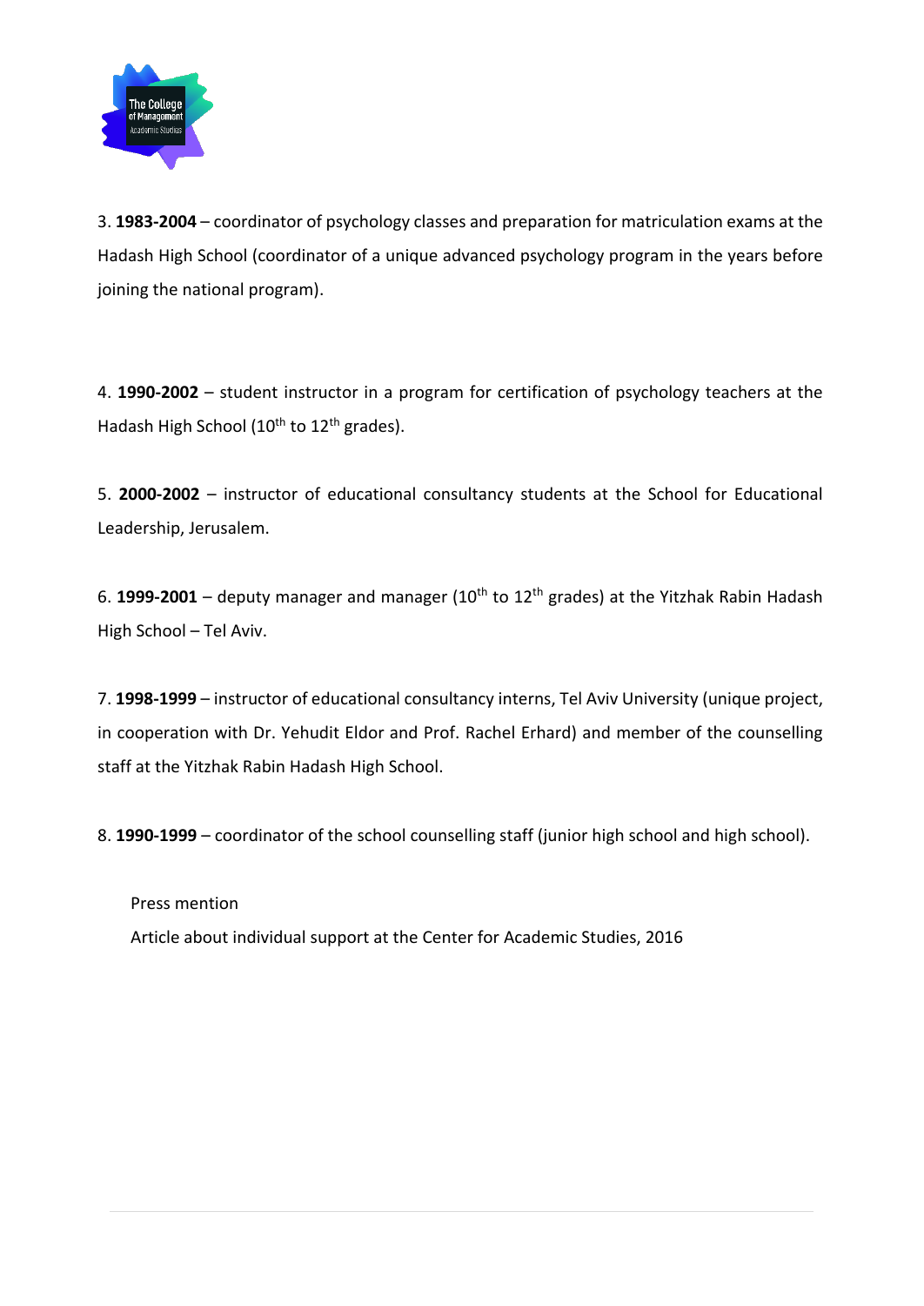3. **1983-2004** – coordinator of psychology classes and preparation for matriculation exams at the Hadash High School (coordinator of a unique advanced psychology program in the years before joining the national program).

4. **1990-2002** – student instructor in a program for certification of psychology teachers at the Hadash High School (10th to 12th grades).

5. **2000-2002** – instructor of educational consultancy students at the School for Educational Leadership, Jerusalem.

6. **1999-2001** – deputy manager and manager (10th to 12th grades) at the Yitzhak Rabin Hadash High School – Tel Aviv.

7. **1998-1999** – instructor of educational consultancy interns, Tel Aviv University (unique project, in cooperation with Dr. Yehudit Eldor and Prof. Rachel Erhard) and member of the counselling staff at the Yitzhak Rabin Hadash High School.

8. **1990-1999** – coordinator of the school counselling staff (junior high school and high school).

Press mention

Article about individual support at the Center for Academic Studies, 2016